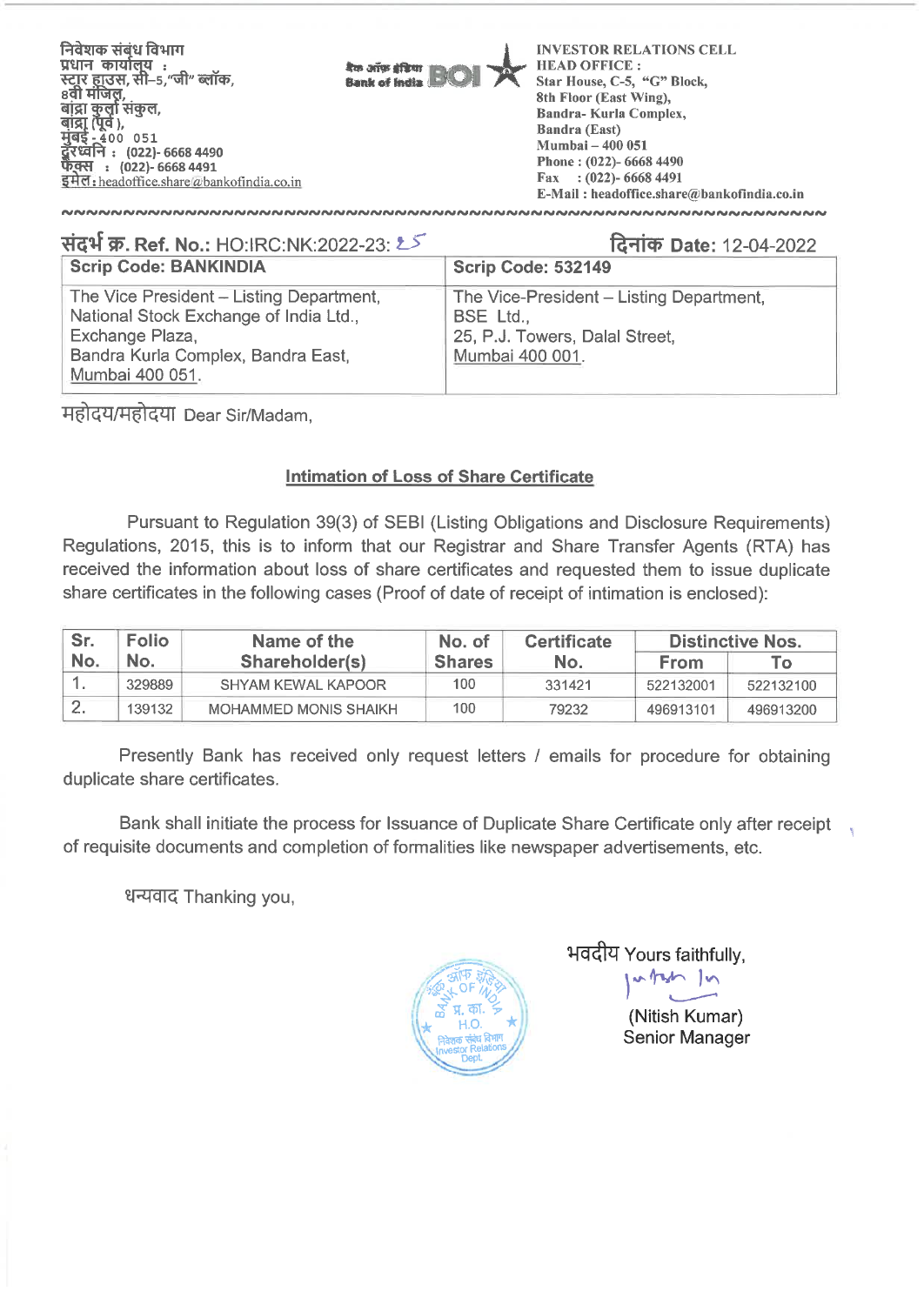निवेशक संबंध विभाग
प्रधान कार्यालय :
स्टार हाउस, सी–5,"जी" ब्लॉक,
8वी मंजिल,
बांद्रा कुर्ला संकुल,
बांद्रा (पूर्व ),
मुंबई - 400 051
दूरध्वनि : (022)- 6668 4490
फैक्स : (022)- 6668 4491
इमेल : headoffice.share@bankofindia.co.in

बैंक ऑफ इंडिया Bank of India BOI

INVESTOR RELATIONS CELL
HEAD OFFICE :
Star House, C-5, "G" Block,
8th Floor (East Wing),
Bandra- Kurla Complex,
Bandra (East)
Mumbai – 400 051
Phone : (022)- 6668 4490
Fax : (022)- 6668 4491
E-Mail : headoffice.share@bankofindia.co.in

**संदर्भ क्र. Ref. No.:** HO:IRC:NK:2022-23: 25 **दिनांक Date:** 12-04-2022

| **Scrip Code: BANKINDIA** | **Scrip Code: 532149** |
|---|---|
| The Vice President – Listing Department,<br>National Stock Exchange of India Ltd.,<br>Exchange Plaza,<br>Bandra Kurla Complex, Bandra East,<br>Mumbai 400 051. | The Vice-President – Listing Department,<br>BSE Ltd.,<br>25, P.J. Towers, Dalal Street,<br>Mumbai 400 001. |

महोदय/महोदया Dear Sir/Madam,

**Intimation of Loss of Share Certificate**

Pursuant to Regulation 39(3) of SEBI (Listing Obligations and Disclosure Requirements) Regulations, 2015, this is to inform that our Registrar and Share Transfer Agents (RTA) has received the information about loss of share certificates and requested them to issue duplicate share certificates in the following cases (Proof of date of receipt of intimation is enclosed):

| Sr. No. | Folio No. | Name of the Shareholder(s) | No. of Shares | Certificate No. | Distinctive Nos. | |
|---|---|---|---|---|---|---|
| | | | | | From | To |
| 1. | 329889 | SHYAM KEWAL KAPOOR | 100 | 331421 | 522132001 | 522132100 |
| 2. | 139132 | MOHAMMED MONIS SHAIKH | 100 | 79232 | 496913101 | 496913200 |

Presently Bank has received only request letters / emails for procedure for obtaining duplicate share certificates.

Bank shall initiate the process for Issuance of Duplicate Share Certificate only after receipt of requisite documents and completion of formalities like newspaper advertisements, etc.

धन्यवाद Thanking you,

भवदीय Yours faithfully,

(Nitish Kumar)
Senior Manager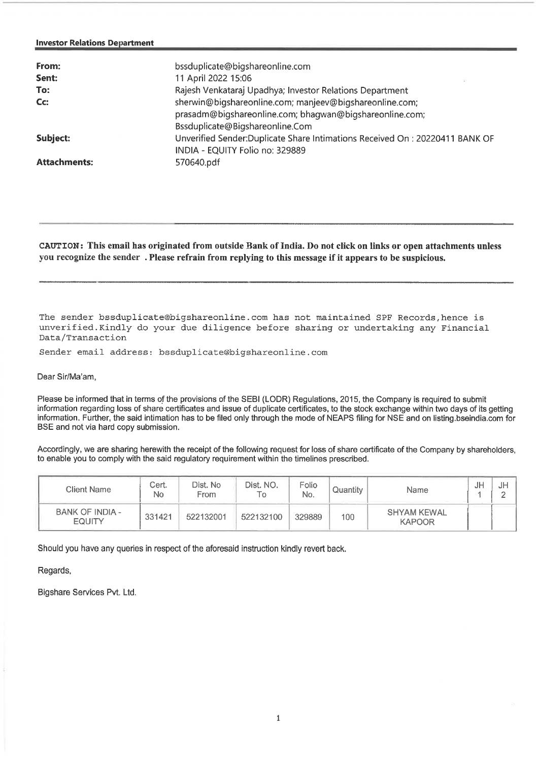**Investor Relations Department**

| | |
|---|---|
| **From:** | bssduplicate@bigshareonline.com |
| **Sent:** | 11 April 2022 15:06 |
| **To:** | Rajesh Venkataraj Upadhya; Investor Relations Department |
| **Cc:** | sherwin@bigshareonline.com; manjeev@bigshareonline.com; prasadm@bigshareonline.com; bhagwan@bigshareonline.com; Bssduplicate@Bigshareonline.Com |
| **Subject:** | Unverified Sender:Duplicate Share Intimations Received On : 20220411 BANK OF INDIA - EQUITY Folio no: 329889 |
| **Attachments:** | 570640.pdf |

**CAUTION: This email has originated from outside Bank of India. Do not click on links or open attachments unless you recognize the sender . Please refrain from replying to this message if it appears to be suspicious.**

The sender bssduplicate@bigshareonline.com has not maintained SPF Records,hence is unverified.Kindly do your due diligence before sharing or undertaking any Financial Data/Transaction

Sender email address: bssduplicate@bigshareonline.com

Dear Sir/Ma'am,

Please be informed that in terms of the provisions of the SEBI (LODR) Regulations, 2015, the Company is required to submit information regarding loss of share certificates and issue of duplicate certificates, to the stock exchange within two days of its getting information. Further, the said intimation has to be filed only through the mode of NEAPS filing for NSE and on listing.bseindia.com for BSE and not via hard copy submission.

Accordingly, we are sharing herewith the receipt of the following request for loss of share certificate of the Company by shareholders, to enable you to comply with the said regulatory requirement within the timelines prescribed.

| Client Name | Cert. No | Dist. No From | Dist. NO. To | Folio No. | Quantity | Name | JH 1 | JH 2 |
|---|---|---|---|---|---|---|---|---|
| BANK OF INDIA - EQUITY | 331421 | 522132001 | 522132100 | 329889 | 100 | SHYAM KEWAL KAPOOR | | |

Should you have any queries in respect of the aforesaid instruction kindly revert back.

Regards,

Bigshare Services Pvt. Ltd.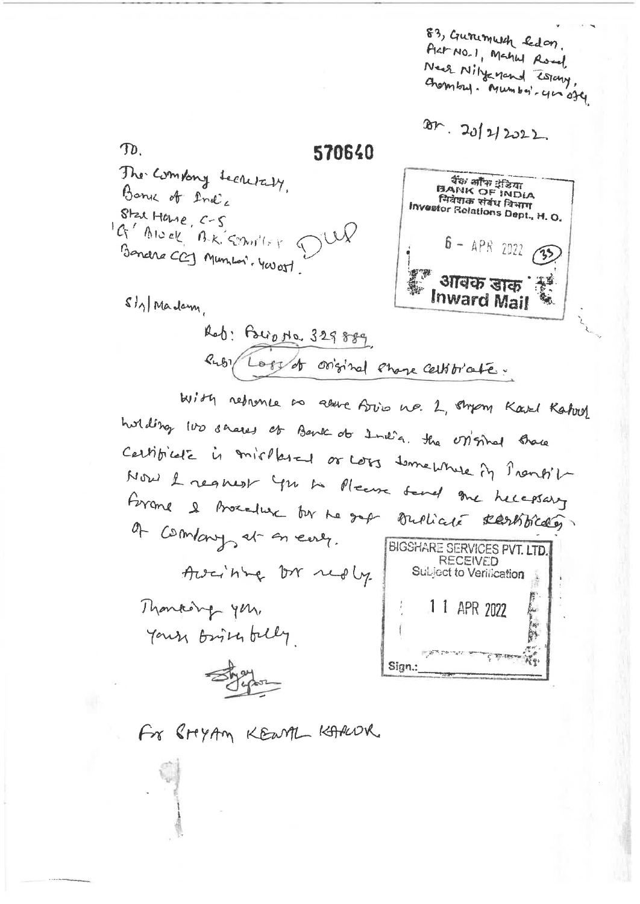83, Gurumukh Sadan,
Flat No. 1, Mahul Road,
Near Nityanand Colony,
Chembur. Mumbai - 400 074.

Dt. 20/2/2022.

570640

To.

The Company Secretary,
Bank of India,
Star House, C-5
'G' Block, B.K. Complex DUP
Bandra (E) Mumbai. 400051.

बैंक ऑफ इंडिया
BANK OF INDIA
निवेशक संबंध विभाग
Investor Relations Dept., H. O.
6 - APR 2022 (33)
आवक डाक
Inward Mail

Sir/Madam,

Ref: Folio No. 329889.

Sub: Loss of original Share Certificate.

With reference to above Folio no. I, Shyam Kewal Kapoor holding 100 shares of Bank of India. the original Share Certificate is misplaced or Loss somewhere in Transit. Now I request you to please send me necessary Forms & procedure for to get Duplicate Certificates of Company, at an early.

BIGSHARE SERVICES PVT. LTD.
RECEIVED
Subject to Verification
11 APR 2022
Sign.:

Awaiting for reply.

Thanking you,
Yours faithfully,

Shyam Kapoor

For SHYAM KEWAL KAPOOR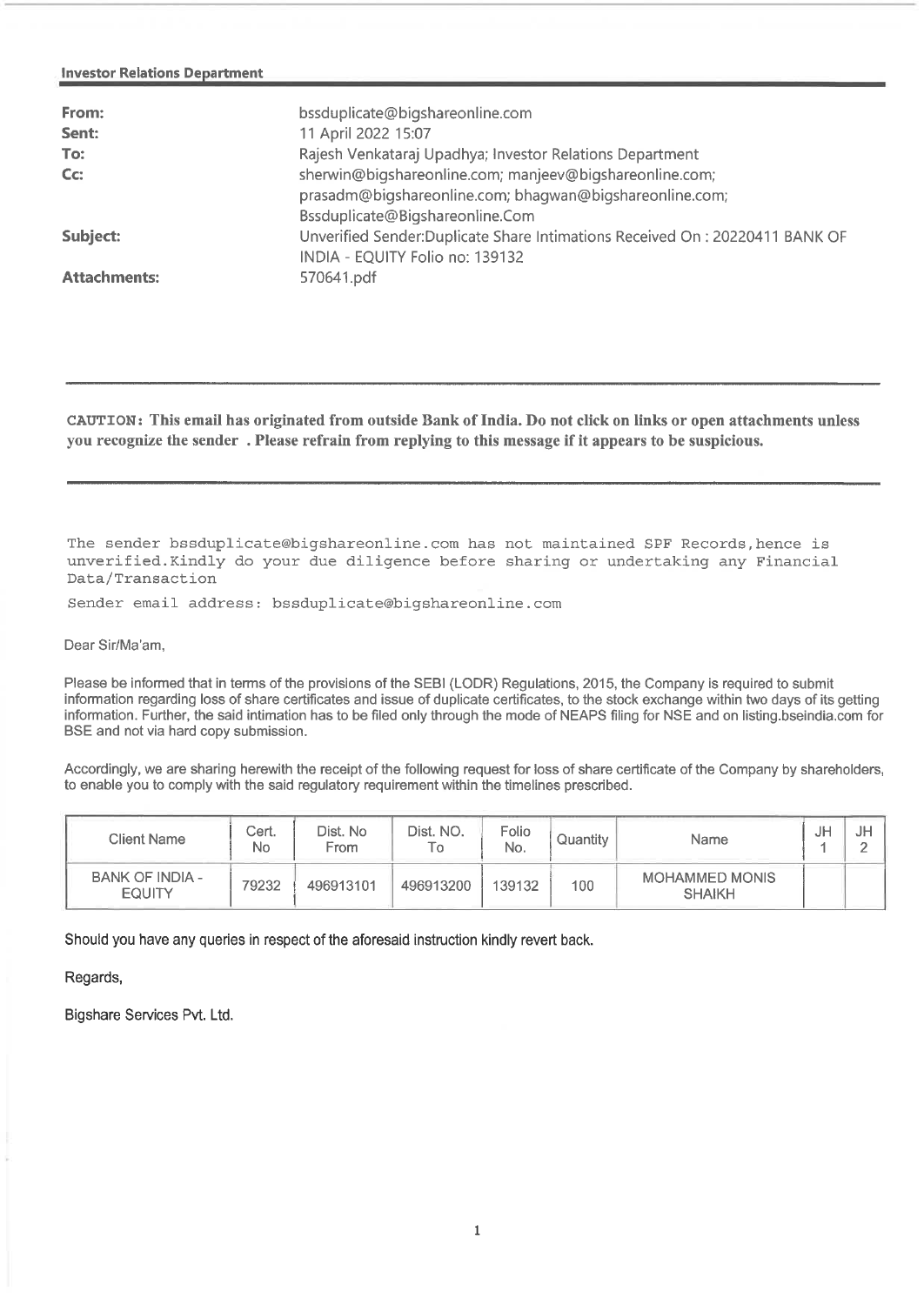**Investor Relations Department**

| | |
|---|---|
| **From:** | bssduplicate@bigshareonline.com |
| **Sent:** | 11 April 2022 15:07 |
| **To:** | Rajesh Venkataraj Upadhya; Investor Relations Department |
| **Cc:** | sherwin@bigshareonline.com; manjeev@bigshareonline.com; prasadm@bigshareonline.com; bhagwan@bigshareonline.com; Bssduplicate@Bigshareonline.Com |
| **Subject:** | Unverified Sender:Duplicate Share Intimations Received On : 20220411 BANK OF INDIA - EQUITY Folio no: 139132 |
| **Attachments:** | 570641.pdf |

---

**CAUTION: This email has originated from outside Bank of India. Do not click on links or open attachments unless you recognize the sender . Please refrain from replying to this message if it appears to be suspicious.**

---

The sender bssduplicate@bigshareonline.com has not maintained SPF Records,hence is unverified.Kindly do your due diligence before sharing or undertaking any Financial Data/Transaction

Sender email address: bssduplicate@bigshareonline.com

Dear Sir/Ma'am,

Please be informed that in terms of the provisions of the SEBI (LODR) Regulations, 2015, the Company is required to submit information regarding loss of share certificates and issue of duplicate certificates, to the stock exchange within two days of its getting information. Further, the said intimation has to be filed only through the mode of NEAPS filing for NSE and on listing.bseindia.com for BSE and not via hard copy submission.

Accordingly, we are sharing herewith the receipt of the following request for loss of share certificate of the Company by shareholders, to enable you to comply with the said regulatory requirement within the timelines prescribed.

| Client Name | Cert. No | Dist. No From | Dist. NO. To | Folio No. | Quantity | Name | JH 1 | JH 2 |
|---|---|---|---|---|---|---|---|---|
| BANK OF INDIA - EQUITY | 79232 | 496913101 | 496913200 | 139132 | 100 | MOHAMMED MONIS SHAIKH | | |

Should you have any queries in respect of the aforesaid instruction kindly revert back.

Regards,

Bigshare Services Pvt. Ltd.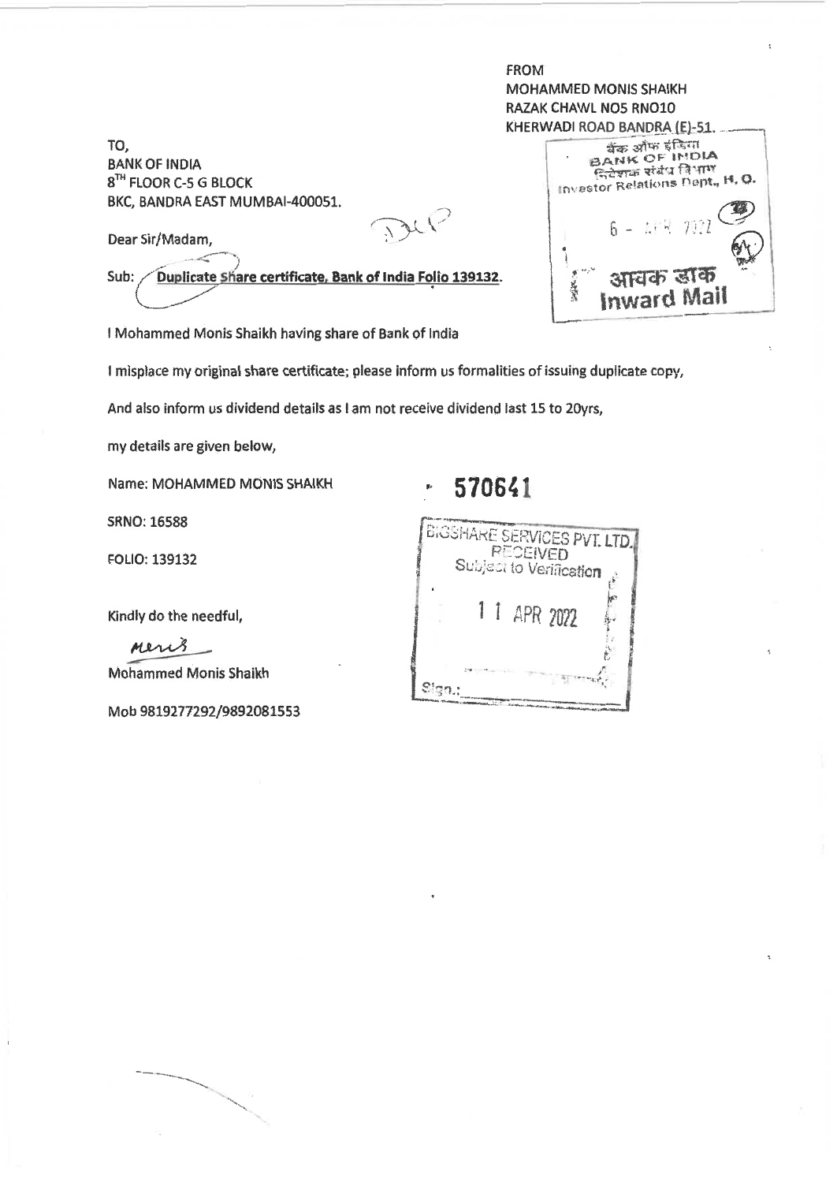FROM
MOHAMMED MONIS SHAIKH
RAZAK CHAWL NO5 RNO10
KHERWADI ROAD BANDRA (E)-51.

बैंक ऑफ इंडिया
BANK OF INDIA
निवेशक संबंध विभाग
Investor Relations Dept., H. O.
6 - APR 2022
आवक डाक
Inward Mail

TO,
BANK OF INDIA
8TH FLOOR C-5 G BLOCK
BKC, BANDRA EAST MUMBAI-400051.

Dear Sir/Madam,

Sub: **Duplicate Share certificate, Bank of India Folio 139132.**

I Mohammed Monis Shaikh having share of Bank of India

I misplace my original share certificate; please inform us formalities of issuing duplicate copy,

And also inform us dividend details as I am not receive dividend last 15 to 20yrs,

my details are given below,

Name: MOHAMMED MONIS SHAIKH

570641

SRNO: 16588

FOLIO: 139132

BIGSHARE SERVICES PVT. LTD.
RECEIVED
Subject to Verification
11 APR 2022
Sign.:

Kindly do the needful,

Monis

Mohammed Monis Shaikh

Mob 9819277292/9892081553